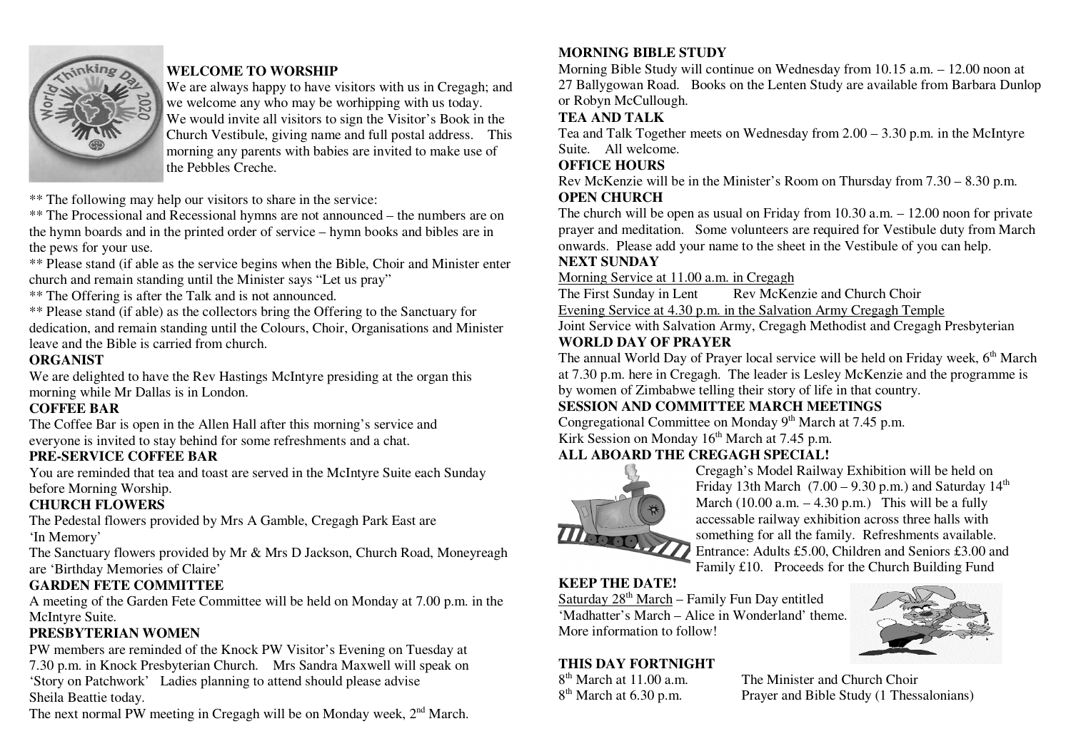**WELCOME TO WORSHIP**

We are always happy to have visitors with us in Cregagh; and we welcome any who may be worhipping with us today. We would invite all visitors to sign the Visitor's Book in the Church Vestibule, giving name and full postal address. This morning any parents with babies are invited to make use of the Pebbles Creche.

** The following may help our visitors to share in the service:

** The Processional and Recessional hymns are not announced – the numbers are on the hymn boards and in the printed order of service – hymn books and bibles are in the pews for your use.

** Please stand (if able as the service begins when the Bible, Choir and Minister enter church and remain standing until the Minister says "Let us pray"

** The Offering is after the Talk and is not announced.

** Please stand (if able) as the collectors bring the Offering to the Sanctuary for dedication, and remain standing until the Colours, Choir, Organisations and Minister leave and the Bible is carried from church.

**ORGANIST**

We are delighted to have the Rev Hastings McIntyre presiding at the organ this morning while Mr Dallas is in London.

**COFFEE BAR**

The Coffee Bar is open in the Allen Hall after this morning's service and everyone is invited to stay behind for some refreshments and a chat.

**PRE-SERVICE COFFEE BAR**

You are reminded that tea and toast are served in the McIntyre Suite each Sunday before Morning Worship.

**CHURCH FLOWERS**

The Pedestal flowers provided by Mrs A Gamble, Cregagh Park East are 'In Memory'

The Sanctuary flowers provided by Mr & Mrs D Jackson, Church Road, Moneyreagh are 'Birthday Memories of Claire'

**GARDEN FETE COMMITTEE**

A meeting of the Garden Fete Committee will be held on Monday at 7.00 p.m. in the McIntyre Suite.

**PRESBYTERIAN WOMEN**

PW members are reminded of the Knock PW Visitor's Evening on Tuesday at 7.30 p.m. in Knock Presbyterian Church. Mrs Sandra Maxwell will speak on 'Story on Patchwork' Ladies planning to attend should please advise Sheila Beattie today.

The next normal PW meeting in Cregagh will be on Monday week, 2nd March.

**MORNING BIBLE STUDY**

Morning Bible Study will continue on Wednesday from 10.15 a.m. – 12.00 noon at 27 Ballygowan Road. Books on the Lenten Study are available from Barbara Dunlop or Robyn McCullough.

**TEA AND TALK**

Tea and Talk Together meets on Wednesday from 2.00 – 3.30 p.m. in the McIntyre Suite. All welcome.

**OFFICE HOURS**

Rev McKenzie will be in the Minister's Room on Thursday from 7.30 – 8.30 p.m.

**OPEN CHURCH**

The church will be open as usual on Friday from 10.30 a.m. – 12.00 noon for private prayer and meditation. Some volunteers are required for Vestibule duty from March onwards. Please add your name to the sheet in the Vestibule of you can help.

**NEXT SUNDAY**

Morning Service at 11.00 a.m. in Cregagh

The First Sunday in Lent — Rev McKenzie and Church Choir

Evening Service at 4.30 p.m. in the Salvation Army Cregagh Temple

Joint Service with Salvation Army, Cregagh Methodist and Cregagh Presbyterian

**WORLD DAY OF PRAYER**

The annual World Day of Prayer local service will be held on Friday week, 6th March at 7.30 p.m. here in Cregagh. The leader is Lesley McKenzie and the programme is by women of Zimbabwe telling their story of life in that country.

**SESSION AND COMMITTEE MARCH MEETINGS**

Congregational Committee on Monday 9th March at 7.45 p.m.

Kirk Session on Monday 16th March at 7.45 p.m.

**ALL ABOARD THE CREGAGH SPECIAL!**

Cregagh's Model Railway Exhibition will be held on Friday 13th March (7.00 – 9.30 p.m.) and Saturday 14th March (10.00 a.m. – 4.30 p.m.) This will be a fully accessable railway exhibition across three halls with something for all the family. Refreshments available. Entrance: Adults £5.00, Children and Seniors £3.00 and Family £10. Proceeds for the Church Building Fund

**KEEP THE DATE!**

Saturday 28th March – Family Fun Day entitled 'Madhatter's March – Alice in Wonderland' theme. More information to follow!

**THIS DAY FORTNIGHT**

8th March at 11.00 a.m. — The Minister and Church Choir

8th March at 6.30 p.m. — Prayer and Bible Study (1 Thessalonians)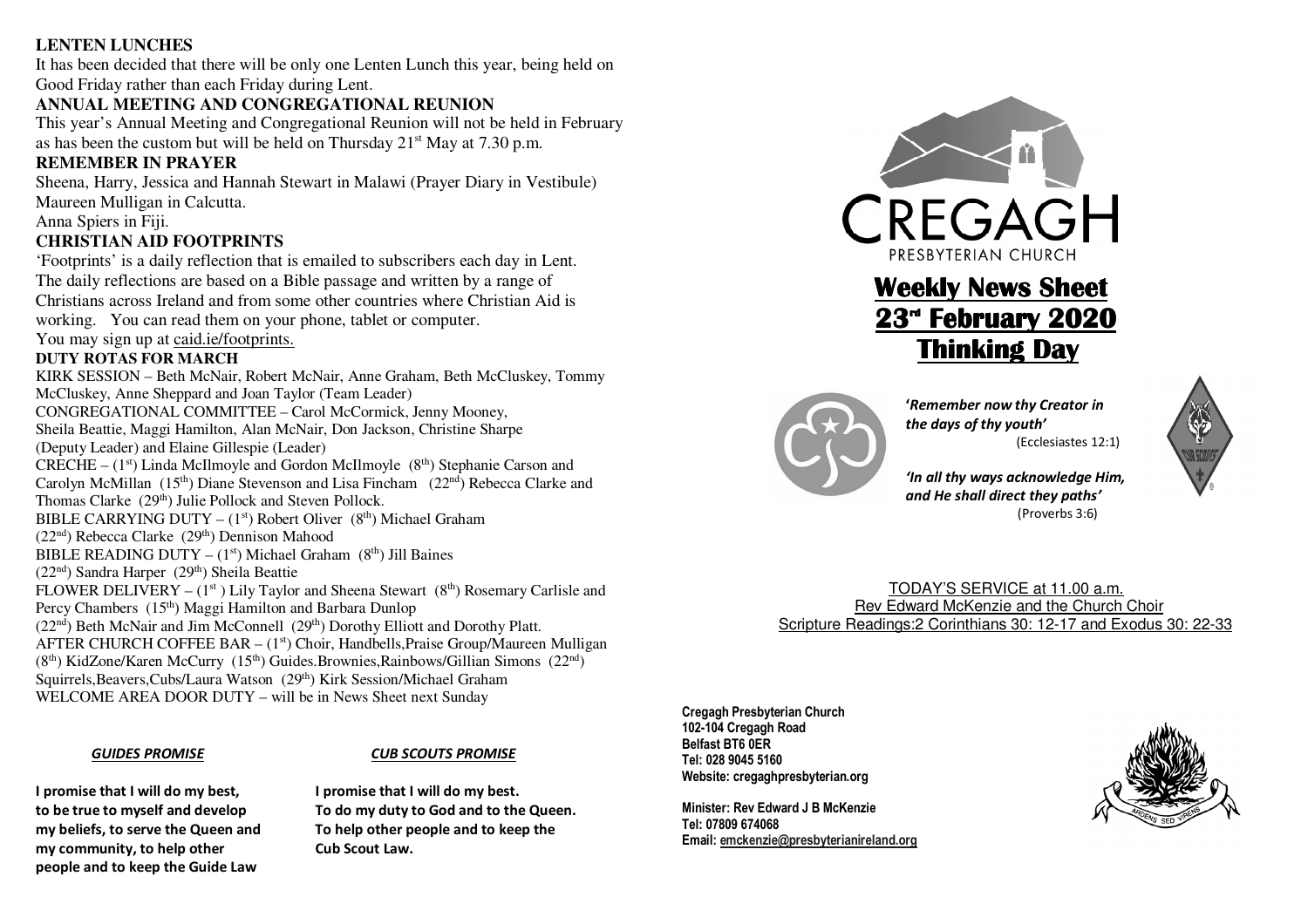## LENTEN LUNCHES

It has been decided that there will be only one Lenten Lunch this year, being held on Good Friday rather than each Friday during Lent.

## ANNUAL MEETING AND CONGREGATIONAL REUNION

This year's Annual Meeting and Congregational Reunion will not be held in February as has been the custom but will be held on Thursday 21st May at 7.30 p.m.

## REMEMBER IN PRAYER

Sheena, Harry, Jessica and Hannah Stewart in Malawi (Prayer Diary in Vestibule)
Maureen Mulligan in Calcutta.
Anna Spiers in Fiji.

## CHRISTIAN AID FOOTPRINTS

'Footprints' is a daily reflection that is emailed to subscribers each day in Lent. The daily reflections are based on a Bible passage and written by a range of Christians across Ireland and from some other countries where Christian Aid is working. You can read them on your phone, tablet or computer.
You may sign up at caid.ie/footprints.

## DUTY ROTAS FOR MARCH

KIRK SESSION – Beth McNair, Robert McNair, Anne Graham, Beth McCluskey, Tommy McCluskey, Anne Sheppard and Joan Taylor (Team Leader)
CONGREGATIONAL COMMITTEE – Carol McCormick, Jenny Mooney, Sheila Beattie, Maggi Hamilton, Alan McNair, Don Jackson, Christine Sharpe (Deputy Leader) and Elaine Gillespie (Leader)
CRECHE – (1st) Linda McIlmoyle and Gordon McIlmoyle (8th) Stephanie Carson and Carolyn McMillan (15th) Diane Stevenson and Lisa Fincham (22nd) Rebecca Clarke and Thomas Clarke (29th) Julie Pollock and Steven Pollock.
BIBLE CARRYING DUTY – (1st) Robert Oliver (8th) Michael Graham (22nd) Rebecca Clarke (29th) Dennison Mahood
BIBLE READING DUTY – (1st) Michael Graham (8th) Jill Baines (22nd) Sandra Harper (29th) Sheila Beattie
FLOWER DELIVERY – (1st ) Lily Taylor and Sheena Stewart (8th) Rosemary Carlisle and Percy Chambers (15th) Maggi Hamilton and Barbara Dunlop (22nd) Beth McNair and Jim McConnell (29th) Dorothy Elliott and Dorothy Platt.
AFTER CHURCH COFFEE BAR – (1st) Choir, Handbells,Praise Group/Maureen Mulligan (8th) KidZone/Karen McCurry (15th) Guides.Brownies,Rainbows/Gillian Simons (22nd) Squirrels,Beavers,Cubs/Laura Watson (29th) Kirk Session/Michael Graham
WELCOME AREA DOOR DUTY – will be in News Sheet next Sunday

***GUIDES PROMISE***

**I promise that I will do my best, to be true to myself and develop my beliefs, to serve the Queen and my community, to help other people and to keep the Guide Law**

***CUB SCOUTS PROMISE***

**I promise that I will do my best. To do my duty to God and to the Queen. To help other people and to keep the Cub Scout Law.**

CREGAGH
PRESBYTERIAN CHURCH

# Weekly News Sheet
# 23rd February 2020
# Thinking Day

***'Remember now thy Creator in the days of thy youth'***
(Ecclesiastes 12:1)

***'In all thy ways acknowledge Him, and He shall direct they paths'***
(Proverbs 3:6)

TODAY'S SERVICE at 11.00 a.m.
Rev Edward McKenzie and the Church Choir
Scripture Readings:2 Corinthians 30: 12-17 and Exodus 30: 22-33

**Cregagh Presbyterian Church**
**102-104 Cregagh Road**
**Belfast BT6 0ER**
**Tel: 028 9045 5160**
**Website: cregaghpresbyterian.org**

**Minister: Rev Edward J B McKenzie**
**Tel: 07809 674068**
**Email: emckenzie@presbyterianireland.org**

ARDENS SED VIRENS